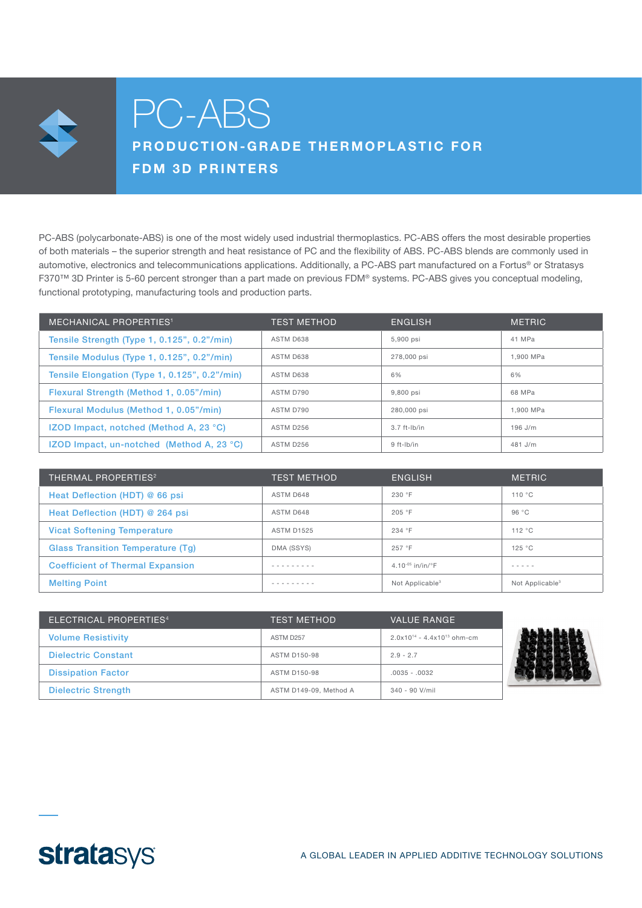# PC-ABS

## PRODUCTION-GRADE THERMOPLASTIC FOR FDM 3D PRINTERS

PC-ABS (polycarbonate-ABS) is one of the most widely used industrial thermoplastics. PC-ABS offers the most desirable properties of both materials – the superior strength and heat resistance of PC and the flexibility of ABS. PC-ABS blends are commonly used in automotive, electronics and telecommunications applications. Additionally, a PC-ABS part manufactured on a Fortus® or Stratasys F370™ 3D Printer is 5-60 percent stronger than a part made on previous FDM® systems. PC-ABS gives you conceptual modeling, functional prototyping, manufacturing tools and production parts.

| MECHANICAL PROPERTIES[1] | TEST METHOD | ENGLISH | METRIC |
|---|---|---|---|
| Tensile Strength (Type 1, 0.125", 0.2"/min) | ASTM D638 | 5,900 psi | 41 MPa |
| Tensile Modulus (Type 1, 0.125", 0.2"/min) | ASTM D638 | 278,000 psi | 1,900 MPa |
| Tensile Elongation (Type 1, 0.125", 0.2"/min) | ASTM D638 | 6% | 6% |
| Flexural Strength (Method 1, 0.05"/min) | ASTM D790 | 9,800 psi | 68 MPa |
| Flexural Modulus (Method 1, 0.05"/min) | ASTM D790 | 280,000 psi | 1,900 MPa |
| IZOD Impact, notched (Method A, 23 °C) | ASTM D256 | 3.7 ft-lb/in | 196 J/m |
| IZOD Impact, un-notched (Method A, 23 °C) | ASTM D256 | 9 ft-lb/in | 481 J/m |

| THERMAL PROPERTIES[2] | TEST METHOD | ENGLISH | METRIC |
|---|---|---|---|
| Heat Deflection (HDT) @ 66 psi | ASTM D648 | 230 °F | 110 °C |
| Heat Deflection (HDT) @ 264 psi | ASTM D648 | 205 °F | 96 °C |
| Vicat Softening Temperature | ASTM D1525 | 234 °F | 112 °C |
| Glass Transition Temperature (Tg) | DMA (SSYS) | 257 °F | 125 °C |
| Coefficient of Thermal Expansion | --------- | $4.10^{-05}$ in/in/°F | ----- |
| Melting Point | --------- | Not Applicable[3] | Not Applicable[3] |

| ELECTRICAL PROPERTIES[4] | TEST METHOD | VALUE RANGE |
|---|---|---|
| Volume Resistivity | ASTM D257 | $2.0\times10^{14}$ - $4.4\times10^{13}$ ohm-cm |
| Dielectric Constant | ASTM D150-98 | 2.9 - 2.7 |
| Dissipation Factor | ASTM D150-98 | .0035 - .0032 |
| Dielectric Strength | ASTM D149-09, Method A | 340 - 90 V/mil |

stratasys

A GLOBAL LEADER IN APPLIED ADDITIVE TECHNOLOGY SOLUTIONS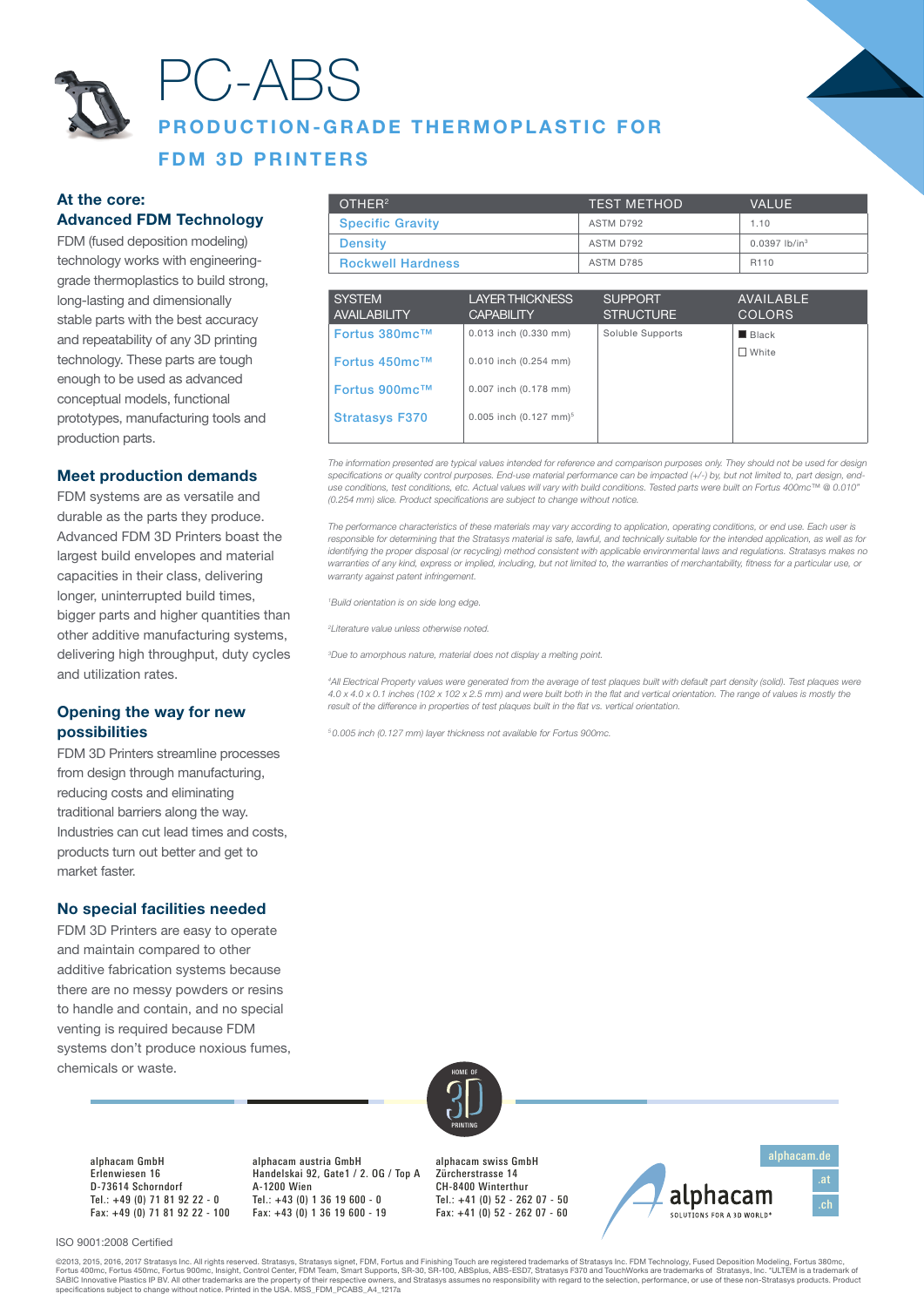# PC-ABS

## PRODUCTION-GRADE THERMOPLASTIC FOR FDM 3D PRINTERS

### At the core: Advanced FDM Technology

FDM (fused deposition modeling) technology works with engineering-grade thermoplastics to build strong, long-lasting and dimensionally stable parts with the best accuracy and repeatability of any 3D printing technology. These parts are tough enough to be used as advanced conceptual models, functional prototypes, manufacturing tools and production parts.

### Meet production demands

FDM systems are as versatile and durable as the parts they produce. Advanced FDM 3D Printers boast the largest build envelopes and material capacities in their class, delivering longer, uninterrupted build times, bigger parts and higher quantities than other additive manufacturing systems, delivering high throughput, duty cycles and utilization rates.

### Opening the way for new possibilities

FDM 3D Printers streamline processes from design through manufacturing, reducing costs and eliminating traditional barriers along the way. Industries can cut lead times and costs, products turn out better and get to market faster.

### No special facilities needed

FDM 3D Printers are easy to operate and maintain compared to other additive fabrication systems because there are no messy powders or resins to handle and contain, and no special venting is required because FDM systems don't produce noxious fumes, chemicals or waste.

| OTHER[2] | TEST METHOD | VALUE |
|---|---|---|
| Specific Gravity | ASTM D792 | 1.10 |
| Density | ASTM D792 | 0.0397 lb/in³ |
| Rockwell Hardness | ASTM D785 | R110 |

| SYSTEM AVAILABILITY | LAYER THICKNESS CAPABILITY | SUPPORT STRUCTURE | AVAILABLE COLORS |
|---|---|---|---|
| Fortus 380mc™ | 0.013 inch (0.330 mm) | Soluble Supports | ■ Black |
| Fortus 450mc™ | 0.010 inch (0.254 mm) | | □ White |
| Fortus 900mc™ | 0.007 inch (0.178 mm) | | |
| Stratasys F370 | 0.005 inch (0.127 mm)[5] | | |

*The information presented are typical values intended for reference and comparison purposes only. They should not be used for design specifications or quality control purposes. End-use material performance can be impacted (+/-) by, but not limited to, part design, end-use conditions, test conditions, etc. Actual values will vary with build conditions. Tested parts were built on Fortus 400mc™ @ 0.010" (0.254 mm) slice. Product specifications are subject to change without notice.*

*The performance characteristics of these materials may vary according to application, operating conditions, or end use. Each user is responsible for determining that the Stratasys material is safe, lawful, and technically suitable for the intended application, as well as for identifying the proper disposal (or recycling) method consistent with applicable environmental laws and regulations. Stratasys makes no warranties of any kind, express or implied, including, but not limited to, the warranties of merchantability, fitness for a particular use, or warranty against patent infringement.*

*[1]Build orientation is on side long edge.*

*[2]Literature value unless otherwise noted.*

*[3]Due to amorphous nature, material does not display a melting point.*

*[4]All Electrical Property values were generated from the average of test plaques built with default part density (solid). Test plaques were 4.0 x 4.0 x 0.1 inches (102 x 102 x 2.5 mm) and were built both in the flat and vertical orientation. The range of values is mostly the result of the difference in properties of test plaques built in the flat vs. vertical orientation.*

*[5]0.005 inch (0.127 mm) layer thickness not available for Fortus 900mc.*

HOME OF 3D PRINTING

alphacam GmbH
Erlenwiesen 16
D-73614 Schorndorf
Tel.: +49 (0) 71 81 92 22 - 0
Fax: +49 (0) 71 81 92 22 - 100

alphacam austria GmbH
Handelskai 92, Gate1 / 2. OG / Top A
A-1200 Wien
Tel.: +43 (0) 1 36 19 600 - 0
Fax: +43 (0) 1 36 19 600 - 19

alphacam swiss GmbH
Zürcherstrasse 14
CH-8400 Winterthur
Tel.: +41 (0) 52 - 262 07 - 50
Fax: +41 (0) 52 - 262 07 - 60

alphacam — SOLUTIONS FOR A 3D WORLD®
alphacam.de .at .ch

ISO 9001:2008 Certified

©2013, 2015, 2016, 2017 Stratasys Inc. All rights reserved. Stratasys, Stratasys signet, FDM, Fortus and Finishing Touch are registered trademarks of Stratasys Inc. FDM Technology, Fused Deposition Modeling, Fortus 380mc, Fortus 400mc, Fortus 450mc, Fortus 900mc, Insight, Control Center, FDM Team, Smart Supports, SR-30, SR-100, ABSplus, ABS-ESD7, Stratasys F370 and TouchWorks are trademarks of Stratasys, Inc. *ULTEM is a trademark of SABIC Innovative Plastics IP BV. All other trademarks are the property of their respective owners, and Stratasys assumes no responsibility with regard to the selection, performance, or use of these non-Stratasys products. Product specifications subject to change without notice. Printed in the USA. MSS_FDM_PCABS_A4_1217a